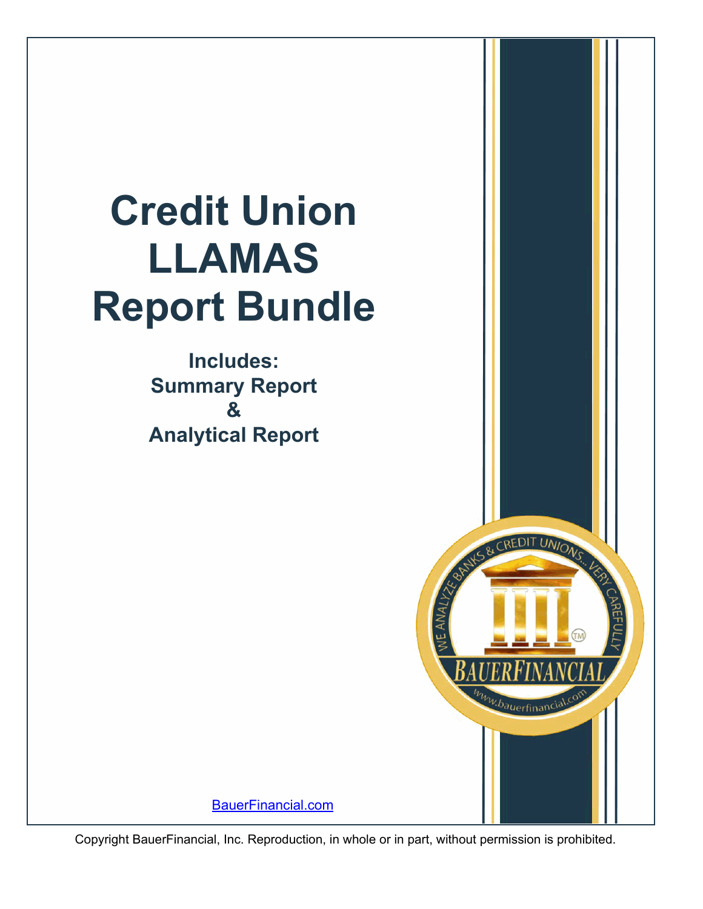# Credit Union LLAMAS Report Bundle

**Includes:**
**Summary Report**
**&**
**Analytical Report**

BauerFinancial.com

Copyright BauerFinancial, Inc. Reproduction, in whole or in part, without permission is prohibited.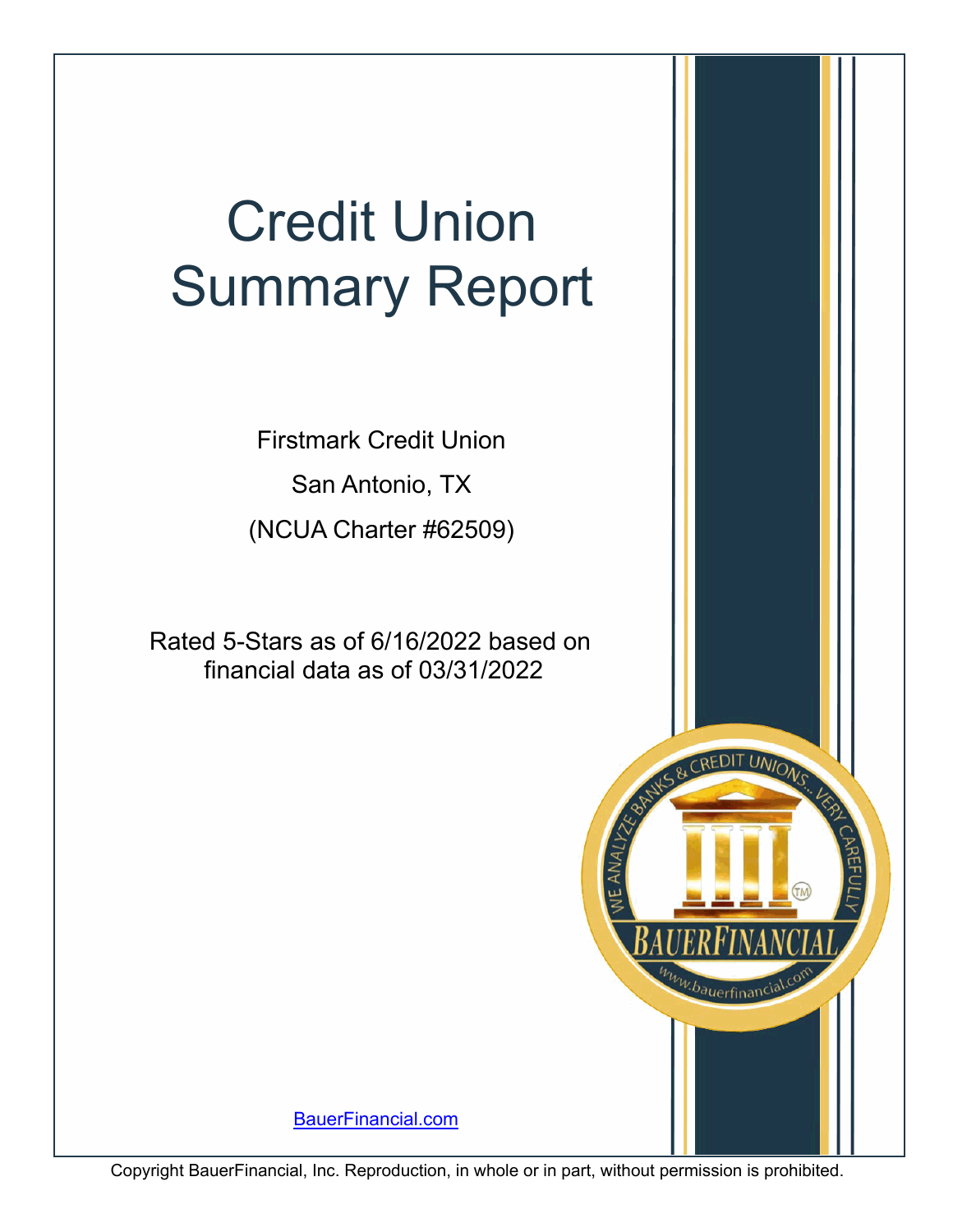# Credit Union Summary Report

Firstmark Credit Union

San Antonio, TX

(NCUA Charter #62509)

Rated 5-Stars as of 6/16/2022 based on financial data as of 03/31/2022

BauerFinancial.com

Copyright BauerFinancial, Inc. Reproduction, in whole or in part, without permission is prohibited.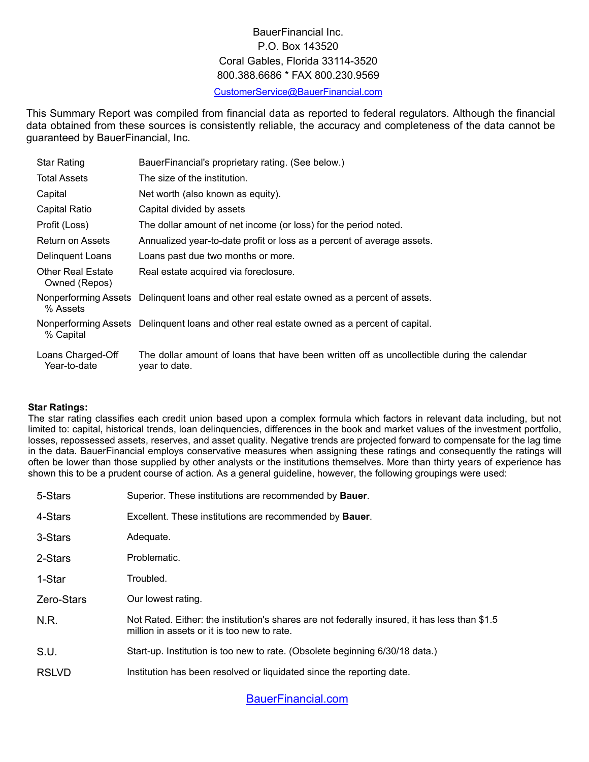BauerFinancial Inc.
P.O. Box 143520
Coral Gables, Florida 33114-3520
800.388.6686 * FAX 800.230.9569

[CustomerService@BauerFinancial.com](mailto:CustomerService@BauerFinancial.com)

This Summary Report was compiled from financial data as reported to federal regulators. Although the financial data obtained from these sources is consistently reliable, the accuracy and completeness of the data cannot be guaranteed by BauerFinancial, Inc.

| | |
|---|---|
| Star Rating | BauerFinancial's proprietary rating. (See below.) |
| Total Assets | The size of the institution. |
| Capital | Net worth (also known as equity). |
| Capital Ratio | Capital divided by assets |
| Profit (Loss) | The dollar amount of net income (or loss) for the period noted. |
| Return on Assets | Annualized year-to-date profit or loss as a percent of average assets. |
| Delinquent Loans | Loans past due two months or more. |
| Other Real Estate Owned (Repos) | Real estate acquired via foreclosure. |
| Nonperforming Assets % Assets | Delinquent loans and other real estate owned as a percent of assets. |
| Nonperforming Assets % Capital | Delinquent loans and other real estate owned as a percent of capital. |
| Loans Charged-Off Year-to-date | The dollar amount of loans that have been written off as uncollectible during the calendar year to date. |

**Star Ratings:**

The star rating classifies each credit union based upon a complex formula which factors in relevant data including, but not limited to: capital, historical trends, loan delinquencies, differences in the book and market values of the investment portfolio, losses, repossessed assets, reserves, and asset quality. Negative trends are projected forward to compensate for the lag time in the data. BauerFinancial employs conservative measures when assigning these ratings and consequently the ratings will often be lower than those supplied by other analysts or the institutions themselves. More than thirty years of experience has shown this to be a prudent course of action. As a general guideline, however, the following groupings were used:

| | |
|---|---|
| 5-Stars | Superior. These institutions are recommended by **Bauer**. |
| 4-Stars | Excellent. These institutions are recommended by **Bauer**. |
| 3-Stars | Adequate. |
| 2-Stars | Problematic. |
| 1-Star | Troubled. |
| Zero-Stars | Our lowest rating. |
| N.R. | Not Rated. Either: the institution's shares are not federally insured, it has less than $1.5 million in assets or it is too new to rate. |
| S.U. | Start-up. Institution is too new to rate. (Obsolete beginning 6/30/18 data.) |
| RSLVD | Institution has been resolved or liquidated since the reporting date. |

[BauerFinancial.com](https://BauerFinancial.com)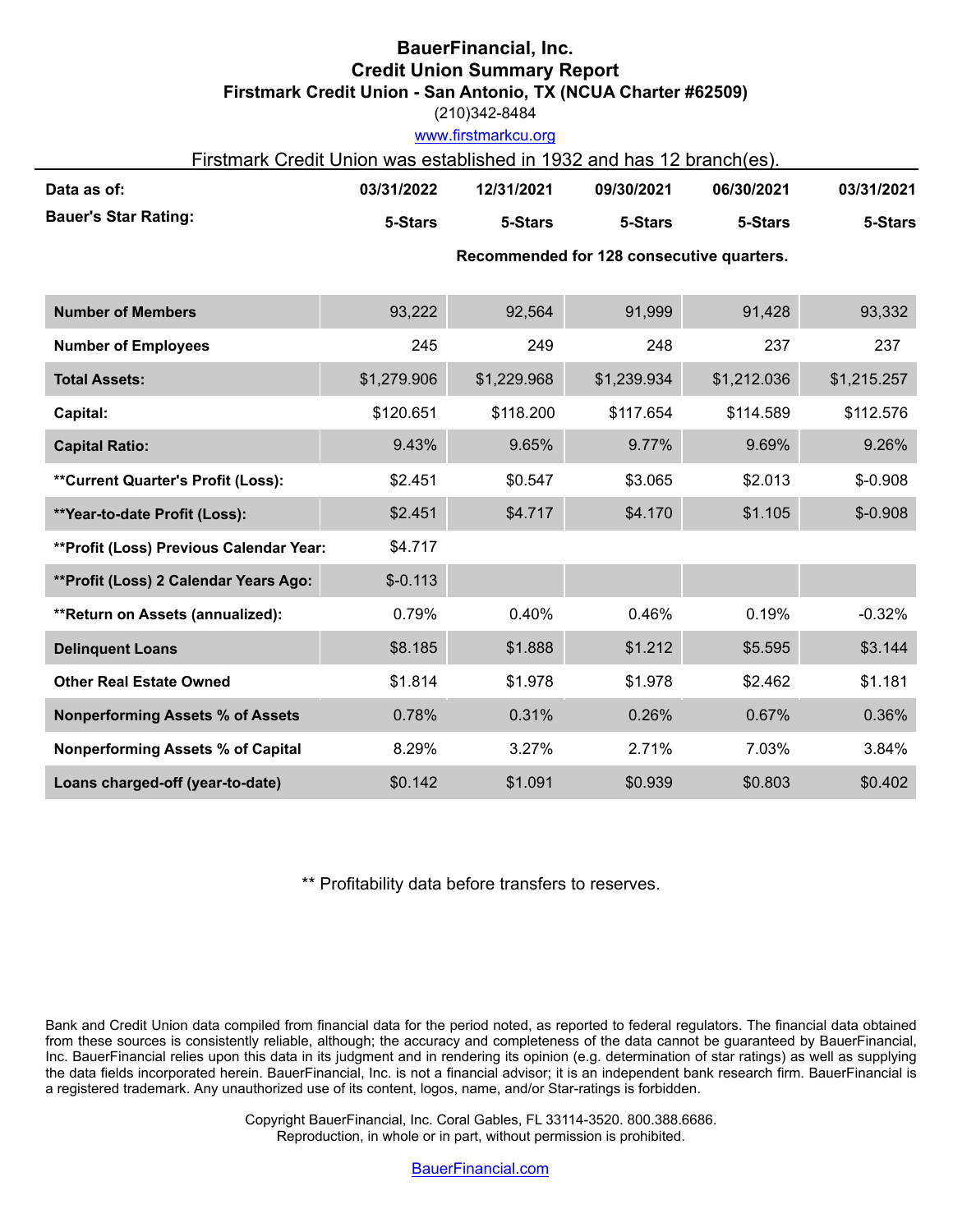# BauerFinancial, Inc.

## Credit Union Summary Report

### Firstmark Credit Union - San Antonio, TX (NCUA Charter #62509)

(210)342-8484

www.firstmarkcu.org

Firstmark Credit Union was established in 1932 and has 12 branch(es).

| **Data as of:** | **03/31/2022** | **12/31/2021** | **09/30/2021** | **06/30/2021** | **03/31/2021** |
|---|---|---|---|---|---|
| **Bauer's Star Rating:** | **5-Stars** | **5-Stars** | **5-Stars** | **5-Stars** | **5-Stars** |
| | | **Recommended for 128 consecutive quarters.** | | | |
| **Number of Members** | 93,222 | 92,564 | 91,999 | 91,428 | 93,332 |
| **Number of Employees** | 245 | 249 | 248 | 237 | 237 |
| **Total Assets:** | $1,279.906 | $1,229.968 | $1,239.934 | $1,212.036 | $1,215.257 |
| **Capital:** | $120.651 | $118.200 | $117.654 | $114.589 | $112.576 |
| **Capital Ratio:** | 9.43% | 9.65% | 9.77% | 9.69% | 9.26% |
| **\*\*Current Quarter's Profit (Loss):** | $2.451 | $0.547 | $3.065 | $2.013 | $-0.908 |
| **\*\*Year-to-date Profit (Loss):** | $2.451 | $4.717 | $4.170 | $1.105 | $-0.908 |
| **\*\*Profit (Loss) Previous Calendar Year:** | $4.717 | | | | |
| **\*\*Profit (Loss) 2 Calendar Years Ago:** | $-0.113 | | | | |
| **\*\*Return on Assets (annualized):** | 0.79% | 0.40% | 0.46% | 0.19% | -0.32% |
| **Delinquent Loans** | $8.185 | $1.888 | $1.212 | $5.595 | $3.144 |
| **Other Real Estate Owned** | $1.814 | $1.978 | $1.978 | $2.462 | $1.181 |
| **Nonperforming Assets % of Assets** | 0.78% | 0.31% | 0.26% | 0.67% | 0.36% |
| **Nonperforming Assets % of Capital** | 8.29% | 3.27% | 2.71% | 7.03% | 3.84% |
| **Loans charged-off (year-to-date)** | $0.142 | $1.091 | $0.939 | $0.803 | $0.402 |

** Profitability data before transfers to reserves.

Bank and Credit Union data compiled from financial data for the period noted, as reported to federal regulators. The financial data obtained from these sources is consistently reliable, although; the accuracy and completeness of the data cannot be guaranteed by BauerFinancial, Inc. BauerFinancial relies upon this data in its judgment and in rendering its opinion (e.g. determination of star ratings) as well as supplying the data fields incorporated herein. BauerFinancial, Inc. is not a financial advisor; it is an independent bank research firm. BauerFinancial is a registered trademark. Any unauthorized use of its content, logos, name, and/or Star-ratings is forbidden.

Copyright BauerFinancial, Inc. Coral Gables, FL 33114-3520. 800.388.6686.
Reproduction, in whole or in part, without permission is prohibited.

BauerFinancial.com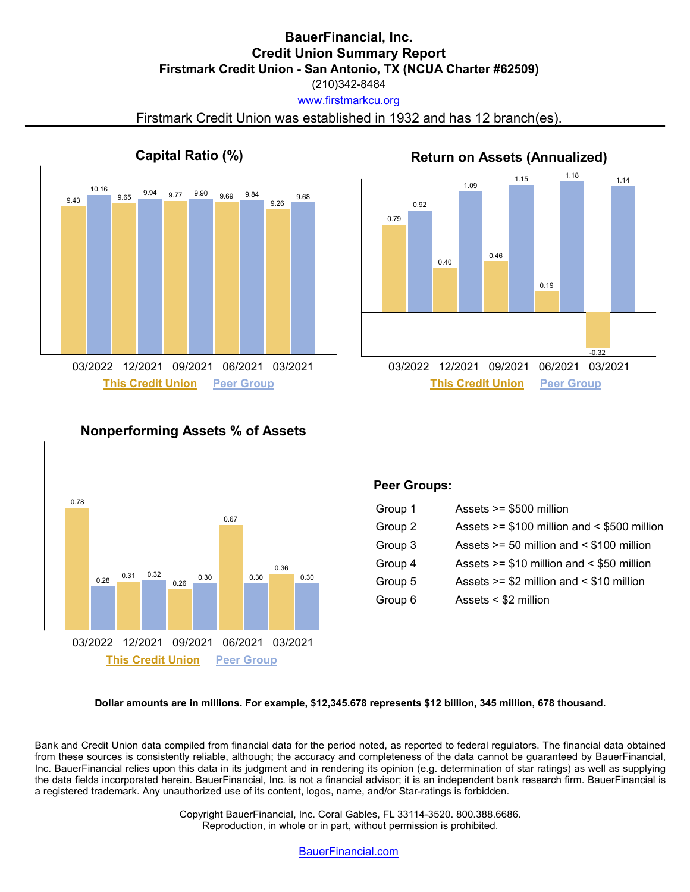# BauerFinancial, Inc.
## Credit Union Summary Report
### Firstmark Credit Union - San Antonio, TX (NCUA Charter #62509)

(210)342-8484

www.firstmarkcu.org

Firstmark Credit Union was established in 1932 and has 12 branch(es).

---

### Capital Ratio (%)

| Period | This Credit Union | Peer Group |
|---|---|---|
| 03/2022 | 9.43 | 10.16 |
| 12/2021 | 9.65 | 9.94 |
| 09/2021 | 9.77 | 9.90 |
| 06/2021 | 9.69 | 9.84 |
| 03/2021 | 9.26 | 9.68 |

### Return on Assets (Annualized)

| Period | This Credit Union | Peer Group |
|---|---|---|
| 03/2022 | 0.79 | 0.92 |
| 12/2021 | 0.40 | 1.09 |
| 09/2021 | 0.46 | 1.15 |
| 06/2021 | 0.19 | 1.18 |
| 03/2021 | -0.32 | 1.14 |

### Nonperforming Assets % of Assets

| Period | This Credit Union | Peer Group |
|---|---|---|
| 03/2022 | 0.78 | 0.28 |
| 12/2021 | 0.31 | 0.32 |
| 09/2021 | 0.26 | 0.30 |
| 06/2021 | 0.67 | 0.30 |
| 03/2021 | 0.36 | 0.30 |

### Peer Groups:

| Group | Assets |
|---|---|
| Group 1 | Assets >= $500 million |
| Group 2 | Assets >= $100 million and < $500 million |
| Group 3 | Assets >= 50 million and < $100 million |
| Group 4 | Assets >= $10 million and < $50 million |
| Group 5 | Assets >= $2 million and < $10 million |
| Group 6 | Assets < $2 million |

**Dollar amounts are in millions. For example, $12,345.678 represents $12 billion, 345 million, 678 thousand.**

Bank and Credit Union data compiled from financial data for the period noted, as reported to federal regulators. The financial data obtained from these sources is consistently reliable, although; the accuracy and completeness of the data cannot be guaranteed by BauerFinancial, Inc. BauerFinancial relies upon this data in its judgment and in rendering its opinion (e.g. determination of star ratings) as well as supplying the data fields incorporated herein. BauerFinancial, Inc. is not a financial advisor; it is an independent bank research firm. BauerFinancial is a registered trademark. Any unauthorized use of its content, logos, name, and/or Star-ratings is forbidden.

Copyright BauerFinancial, Inc. Coral Gables, FL 33114-3520. 800.388.6686.
Reproduction, in whole or in part, without permission is prohibited.

BauerFinancial.com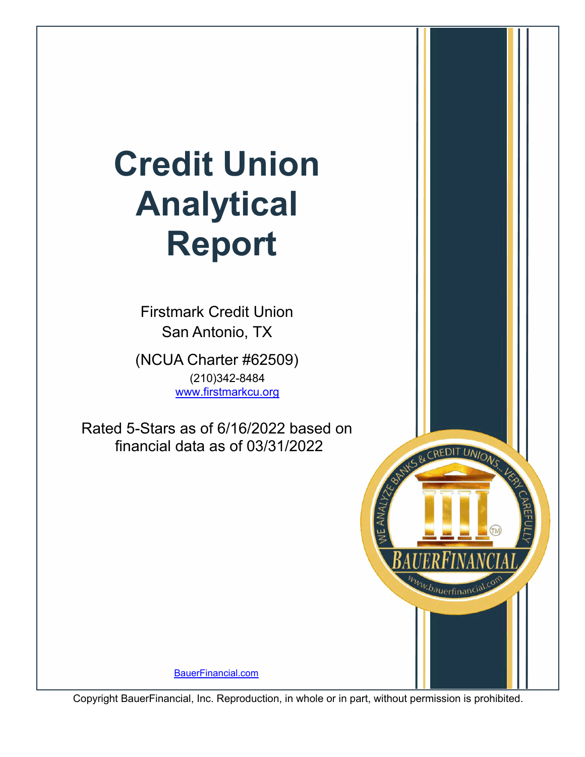# Credit Union Analytical Report

Firstmark Credit Union
San Antonio, TX

(NCUA Charter #62509)
(210)342-8484
www.firstmarkcu.org

Rated 5-Stars as of 6/16/2022 based on financial data as of 03/31/2022

BauerFinancial.com

Copyright BauerFinancial, Inc. Reproduction, in whole or in part, without permission is prohibited.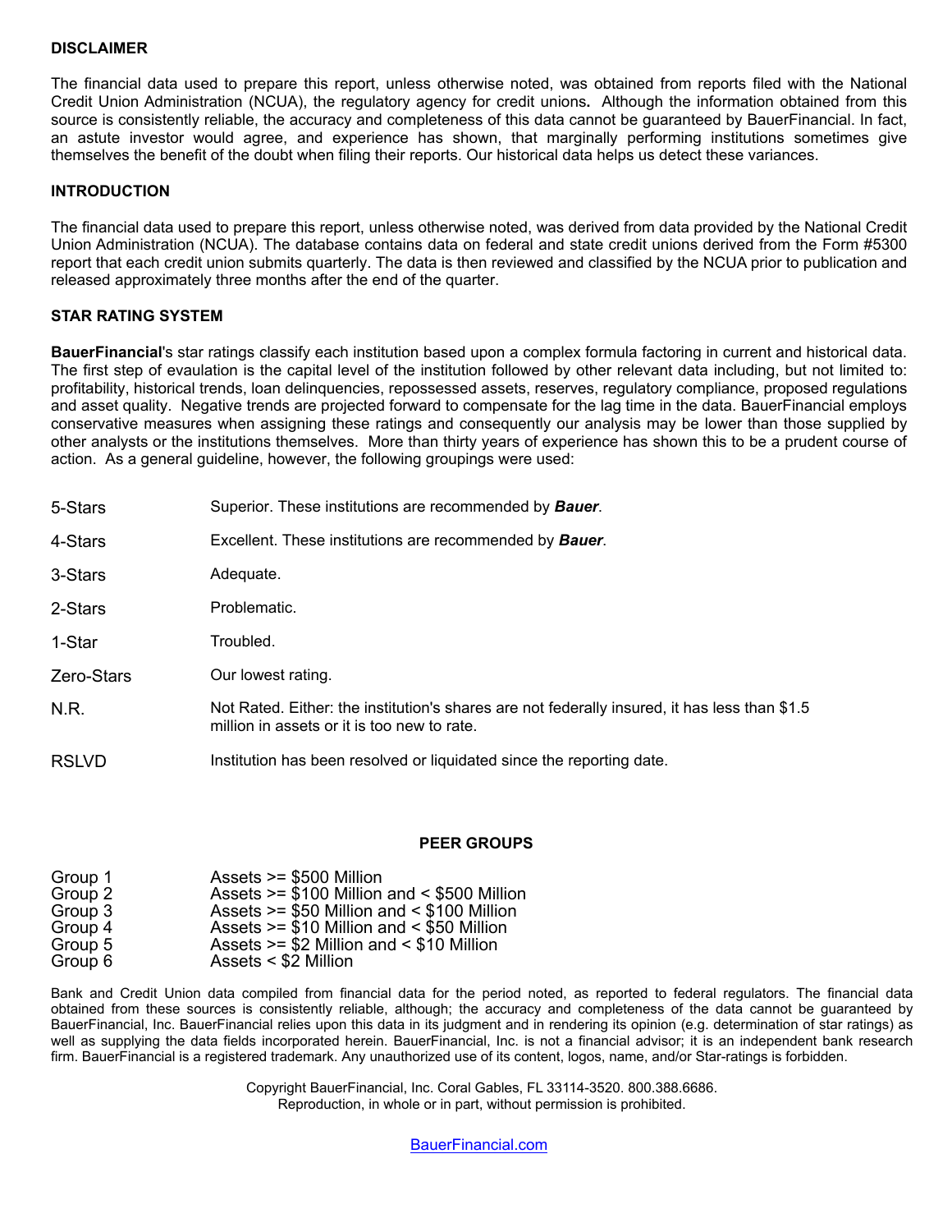## DISCLAIMER

The financial data used to prepare this report, unless otherwise noted, was obtained from reports filed with the National Credit Union Administration (NCUA), the regulatory agency for credit unions**.** Although the information obtained from this source is consistently reliable, the accuracy and completeness of this data cannot be guaranteed by BauerFinancial. In fact, an astute investor would agree, and experience has shown, that marginally performing institutions sometimes give themselves the benefit of the doubt when filing their reports. Our historical data helps us detect these variances.

## INTRODUCTION

The financial data used to prepare this report, unless otherwise noted, was derived from data provided by the National Credit Union Administration (NCUA). The database contains data on federal and state credit unions derived from the Form #5300 report that each credit union submits quarterly. The data is then reviewed and classified by the NCUA prior to publication and released approximately three months after the end of the quarter.

## STAR RATING SYSTEM

**BauerFinancial**'s star ratings classify each institution based upon a complex formula factoring in current and historical data. The first step of evaulation is the capital level of the institution followed by other relevant data including, but not limited to: profitability, historical trends, loan delinquencies, repossessed assets, reserves, regulatory compliance, proposed regulations and asset quality. Negative trends are projected forward to compensate for the lag time in the data. BauerFinancial employs conservative measures when assigning these ratings and consequently our analysis may be lower than those supplied by other analysts or the institutions themselves. More than thirty years of experience has shown this to be a prudent course of action. As a general guideline, however, the following groupings were used:

| | |
|---|---|
| 5-Stars | Superior. These institutions are recommended by ***Bauer***. |
| 4-Stars | Excellent. These institutions are recommended by ***Bauer***. |
| 3-Stars | Adequate. |
| 2-Stars | Problematic. |
| 1-Star | Troubled. |
| Zero-Stars | Our lowest rating. |
| N.R. | Not Rated. Either: the institution's shares are not federally insured, it has less than $1.5 million in assets or it is too new to rate. |
| RSLVD | Institution has been resolved or liquidated since the reporting date. |

## PEER GROUPS

| | |
|---|---|
| Group 1 | Assets >= $500 Million |
| Group 2 | Assets >= $100 Million and < $500 Million |
| Group 3 | Assets >= $50 Million and < $100 Million |
| Group 4 | Assets >= $10 Million and < $50 Million |
| Group 5 | Assets >= $2 Million and < $10 Million |
| Group 6 | Assets < $2 Million |

Bank and Credit Union data compiled from financial data for the period noted, as reported to federal regulators. The financial data obtained from these sources is consistently reliable, although; the accuracy and completeness of the data cannot be guaranteed by BauerFinancial, Inc. BauerFinancial relies upon this data in its judgment and in rendering its opinion (e.g. determination of star ratings) as well as supplying the data fields incorporated herein. BauerFinancial, Inc. is not a financial advisor; it is an independent bank research firm. BauerFinancial is a registered trademark. Any unauthorized use of its content, logos, name, and/or Star-ratings is forbidden.

Copyright BauerFinancial, Inc. Coral Gables, FL 33114-3520. 800.388.6686.
Reproduction, in whole or in part, without permission is prohibited.

BauerFinancial.com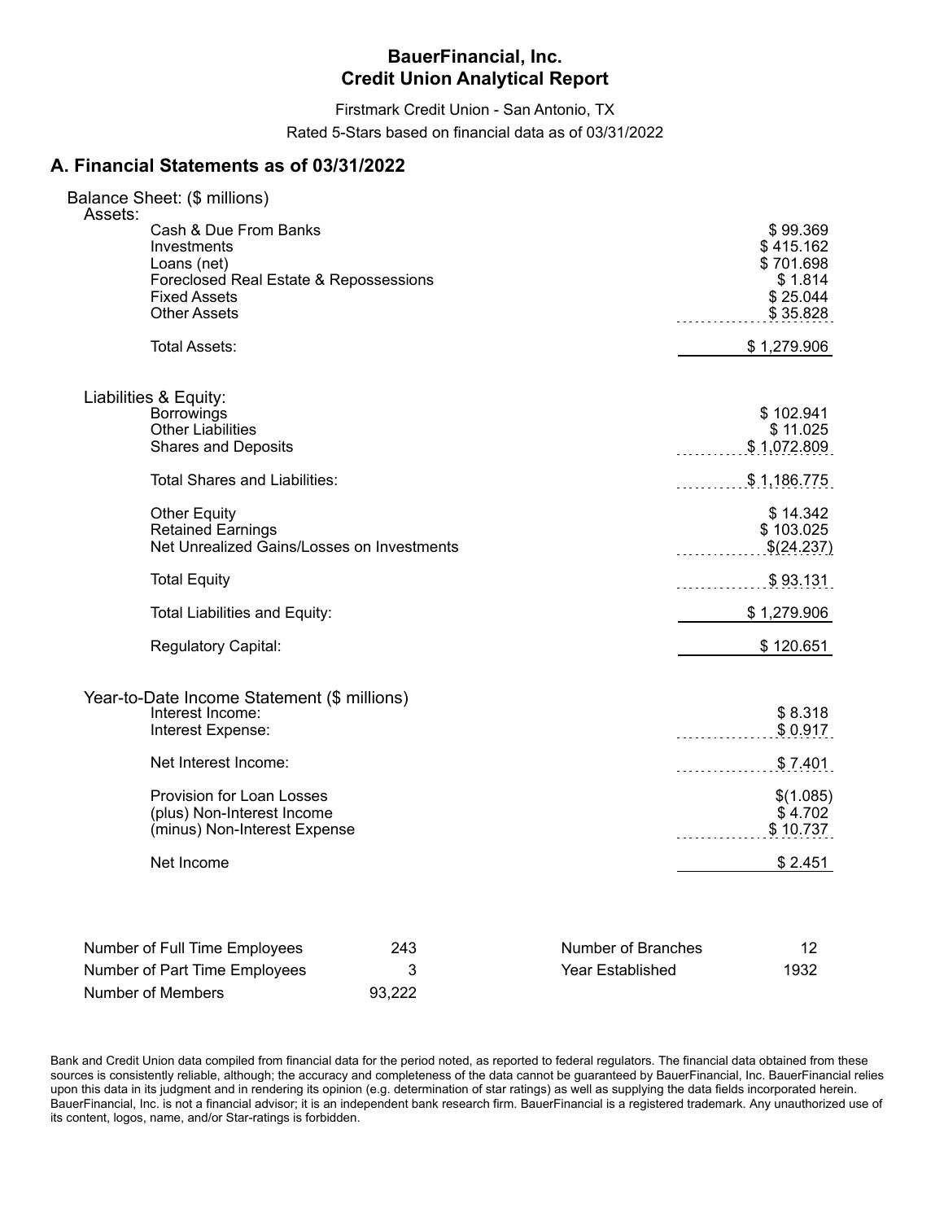# BauerFinancial, Inc.
# Credit Union Analytical Report

Firstmark Credit Union - San Antonio, TX

Rated 5-Stars based on financial data as of 03/31/2022

## A. Financial Statements as of 03/31/2022

### Balance Sheet: ($ millions)

**Assets:**

| | |
|---|---|
| Cash & Due From Banks | $ 99.369 |
| Investments | $ 415.162 |
| Loans (net) | $ 701.698 |
| Foreclosed Real Estate & Repossessions | $ 1.814 |
| Fixed Assets | $ 25.044 |
| Other Assets | $ 35.828 |
| Total Assets: | $ 1,279.906 |

**Liabilities & Equity:**

| | |
|---|---|
| Borrowings | $ 102.941 |
| Other Liabilities | $ 11.025 |
| Shares and Deposits | $ 1,072.809 |
| Total Shares and Liabilities: | $ 1,186.775 |
| Other Equity | $ 14.342 |
| Retained Earnings | $ 103.025 |
| Net Unrealized Gains/Losses on Investments | $(24.237) |
| Total Equity | $ 93.131 |
| Total Liabilities and Equity: | $ 1,279.906 |
| Regulatory Capital: | $ 120.651 |

### Year-to-Date Income Statement ($ millions)

| | |
|---|---|
| Interest Income: | $ 8.318 |
| Interest Expense: | $ 0.917 |
| Net Interest Income: | $ 7.401 |
| Provision for Loan Losses | $(1.085) |
| (plus) Non-Interest Income | $ 4.702 |
| (minus) Non-Interest Expense | $ 10.737 |
| Net Income | $ 2.451 |

| | | | |
|---|---|---|---|
| Number of Full Time Employees | 243 | Number of Branches | 12 |
| Number of Part Time Employees | 3 | Year Established | 1932 |
| Number of Members | 93,222 | | |

Bank and Credit Union data compiled from financial data for the period noted, as reported to federal regulators. The financial data obtained from these sources is consistently reliable, although; the accuracy and completeness of the data cannot be guaranteed by BauerFinancial, Inc. BauerFinancial relies upon this data in its judgment and in rendering its opinion (e.g. determination of star ratings) as well as supplying the data fields incorporated herein. BauerFinancial, Inc. is not a financial advisor; it is an independent bank research firm. BauerFinancial is a registered trademark. Any unauthorized use of its content, logos, name, and/or Star-ratings is forbidden.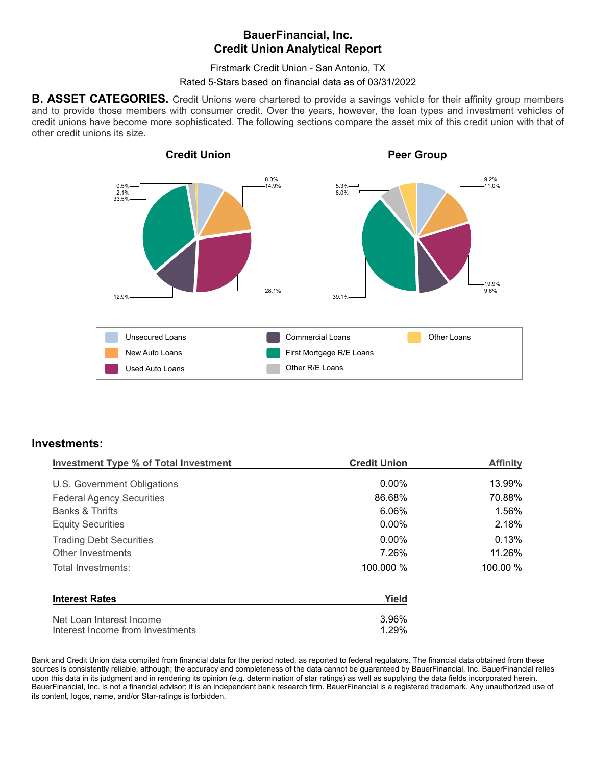# BauerFinancial, Inc.
# Credit Union Analytical Report

Firstmark Credit Union - San Antonio, TX

Rated 5-Stars based on financial data as of 03/31/2022

**B. ASSET CATEGORIES.** Credit Unions were chartered to provide a savings vehicle for their affinity group members and to provide those members with consumer credit. Over the years, however, the loan types and investment vehicles of credit unions have become more sophisticated. The following sections compare the asset mix of this credit union with that of other credit unions its size.

**Credit Union**

| Loan Type | % |
|---|---|
| Unsecured Loans | 8.0% |
| New Auto Loans | 14.9% |
| Used Auto Loans | 28.1% |
| Commercial Loans | 12.9% |
| First Mortgage R/E Loans | 33.5% |
| Other R/E Loans | 2.1% |
| Other Loans | 0.5% |

**Peer Group**

| Loan Type | % |
|---|---|
| Unsecured Loans | 9.2% |
| New Auto Loans | 11.0% |
| Used Auto Loans | 19.9% |
| Commercial Loans | 9.6% |
| First Mortgage R/E Loans | 39.1% |
| Other R/E Loans | 6.0% |
| Other Loans | 5.3% |

## Investments:

| Investment Type % of Total Investment | Credit Union | Affinity |
|---|---|---|
| U.S. Government Obligations | 0.00% | 13.99% |
| Federal Agency Securities | 86.68% | 70.88% |
| Banks & Thrifts | 6.06% | 1.56% |
| Equity Securities | 0.00% | 2.18% |
| Trading Debt Securities | 0.00% | 0.13% |
| Other Investments | 7.26% | 11.26% |
| Total Investments: | 100.000 % | 100.00 % |

| Interest Rates | Yield |
|---|---|
| Net Loan Interest Income | 3.96% |
| Interest Income from Investments | 1.29% |

Bank and Credit Union data compiled from financial data for the period noted, as reported to federal regulators. The financial data obtained from these sources is consistently reliable, although; the accuracy and completeness of the data cannot be guaranteed by BauerFinancial, Inc. BauerFinancial relies upon this data in its judgment and in rendering its opinion (e.g. determination of star ratings) as well as supplying the data fields incorporated herein. BauerFinancial, Inc. is not a financial advisor; it is an independent bank research firm. BauerFinancial is a registered trademark. Any unauthorized use of its content, logos, name, and/or Star-ratings is forbidden.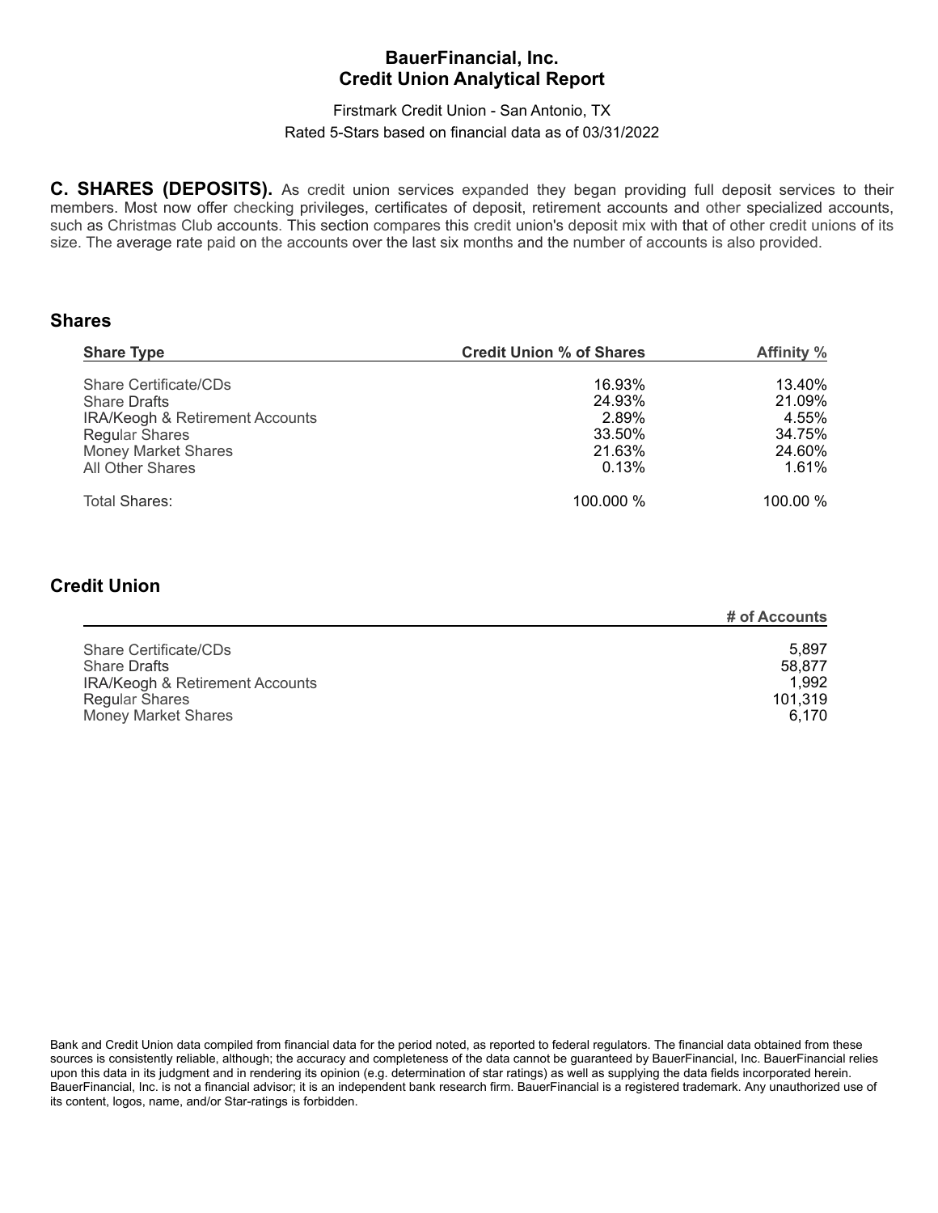# BauerFinancial, Inc.
# Credit Union Analytical Report

Firstmark Credit Union - San Antonio, TX

Rated 5-Stars based on financial data as of 03/31/2022

**C. SHARES (DEPOSITS).** As credit union services expanded they began providing full deposit services to their members. Most now offer checking privileges, certificates of deposit, retirement accounts and other specialized accounts, such as Christmas Club accounts. This section compares this credit union's deposit mix with that of other credit unions of its size. The average rate paid on the accounts over the last six months and the number of accounts is also provided.

## Shares

| Share Type | Credit Union % of Shares | Affinity % |
|---|---|---|
| Share Certificate/CDs | 16.93% | 13.40% |
| Share Drafts | 24.93% | 21.09% |
| IRA/Keogh & Retirement Accounts | 2.89% | 4.55% |
| Regular Shares | 33.50% | 34.75% |
| Money Market Shares | 21.63% | 24.60% |
| All Other Shares | 0.13% | 1.61% |
| Total Shares: | 100.000 % | 100.00 % |

## Credit Union

| | # of Accounts |
|---|---|
| Share Certificate/CDs | 5,897 |
| Share Drafts | 58,877 |
| IRA/Keogh & Retirement Accounts | 1,992 |
| Regular Shares | 101,319 |
| Money Market Shares | 6,170 |

Bank and Credit Union data compiled from financial data for the period noted, as reported to federal regulators. The financial data obtained from these sources is consistently reliable, although; the accuracy and completeness of the data cannot be guaranteed by BauerFinancial, Inc. BauerFinancial relies upon this data in its judgment and in rendering its opinion (e.g. determination of star ratings) as well as supplying the data fields incorporated herein. BauerFinancial, Inc. is not a financial advisor; it is an independent bank research firm. BauerFinancial is a registered trademark. Any unauthorized use of its content, logos, name, and/or Star-ratings is forbidden.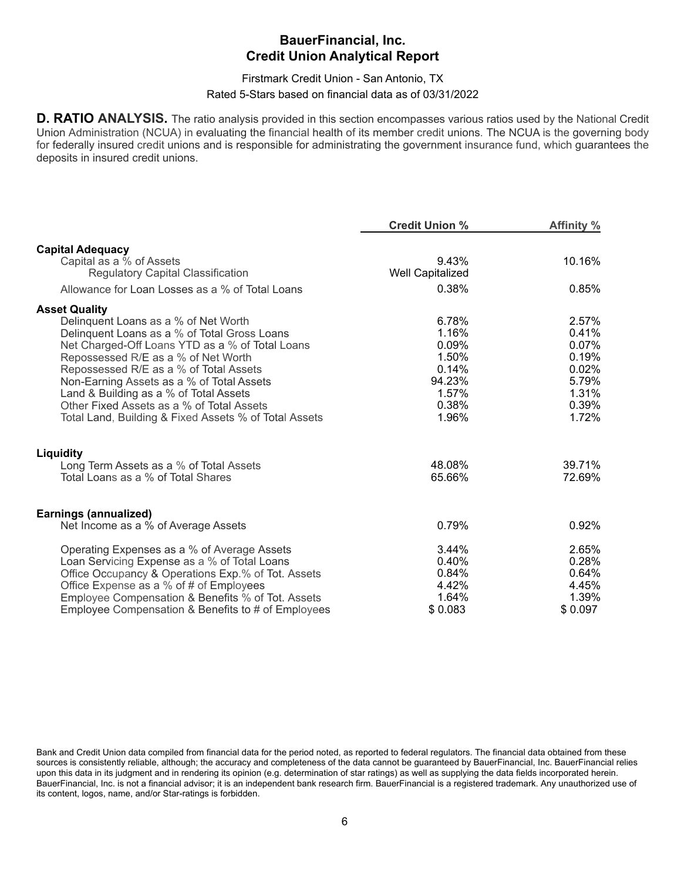# BauerFinancial, Inc.
# Credit Union Analytical Report

Firstmark Credit Union - San Antonio, TX

Rated 5-Stars based on financial data as of 03/31/2022

**D. RATIO ANALYSIS.** The ratio analysis provided in this section encompasses various ratios used by the National Credit Union Administration (NCUA) in evaluating the financial health of its member credit unions. The NCUA is the governing body for federally insured credit unions and is responsible for administrating the government insurance fund, which guarantees the deposits in insured credit unions.

| | Credit Union % | Affinity % |
|---|---|---|
| **Capital Adequacy** | | |
| Capital as a % of Assets | 9.43% | 10.16% |
| Regulatory Capital Classification | Well Capitalized | |
| Allowance for Loan Losses as a % of Total Loans | 0.38% | 0.85% |
| **Asset Quality** | | |
| Delinquent Loans as a % of Net Worth | 6.78% | 2.57% |
| Delinquent Loans as a % of Total Gross Loans | 1.16% | 0.41% |
| Net Charged-Off Loans YTD as a % of Total Loans | 0.09% | 0.07% |
| Repossessed R/E as a % of Net Worth | 1.50% | 0.19% |
| Repossessed R/E as a % of Total Assets | 0.14% | 0.02% |
| Non-Earning Assets as a % of Total Assets | 94.23% | 5.79% |
| Land & Building as a % of Total Assets | 1.57% | 1.31% |
| Other Fixed Assets as a % of Total Assets | 0.38% | 0.39% |
| Total Land, Building & Fixed Assets % of Total Assets | 1.96% | 1.72% |
| **Liquidity** | | |
| Long Term Assets as a % of Total Assets | 48.08% | 39.71% |
| Total Loans as a % of Total Shares | 65.66% | 72.69% |
| **Earnings (annualized)** | | |
| Net Income as a % of Average Assets | 0.79% | 0.92% |
| Operating Expenses as a % of Average Assets | 3.44% | 2.65% |
| Loan Servicing Expense as a % of Total Loans | 0.40% | 0.28% |
| Office Occupancy & Operations Exp.% of Tot. Assets | 0.84% | 0.64% |
| Office Expense as a % of # of Employees | 4.42% | 4.45% |
| Employee Compensation & Benefits % of Tot. Assets | 1.64% | 1.39% |
| Employee Compensation & Benefits to # of Employees | $ 0.083 | $ 0.097 |

Bank and Credit Union data compiled from financial data for the period noted, as reported to federal regulators. The financial data obtained from these sources is consistently reliable, although; the accuracy and completeness of the data cannot be guaranteed by BauerFinancial, Inc. BauerFinancial relies upon this data in its judgment and in rendering its opinion (e.g. determination of star ratings) as well as supplying the data fields incorporated herein. BauerFinancial, Inc. is not a financial advisor; it is an independent bank research firm. BauerFinancial is a registered trademark. Any unauthorized use of its content, logos, name, and/or Star-ratings is forbidden.